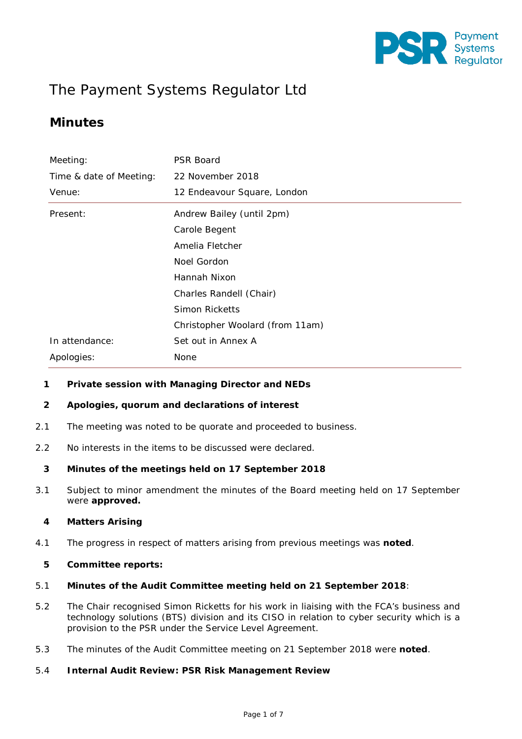# The Payment Systems Regulator Ltd

## Minutes

| | |
|---|---|
| Meeting: | PSR Board |
| Time & date of Meeting: | 22 November 2018 |
| Venue: | 12 Endeavour Square, London |
| Present: | Andrew Bailey (until 2pm) |
| | Carole Begent |
| | Amelia Fletcher |
| | Noel Gordon |
| | Hannah Nixon |
| | Charles Randell (Chair) |
| | Simon Ricketts |
| | Christopher Woolard (from 11am) |
| In attendance: | Set out in Annex A |
| Apologies: | None |

**1 Private session with Managing Director and NEDs**

**2 Apologies, quorum and declarations of interest**

2.1 The meeting was noted to be quorate and proceeded to business.

2.2 No interests in the items to be discussed were declared.

**3 Minutes of the meetings held on 17 September 2018**

3.1 Subject to minor amendment the minutes of the Board meeting held on 17 September were **approved.**

**4 Matters Arising**

4.1 The progress in respect of matters arising from previous meetings was **noted**.

**5 Committee reports:**

5.1 **Minutes of the Audit Committee meeting held on 21 September 2018**:

5.2 The Chair recognised Simon Ricketts for his work in liaising with the FCA's business and technology solutions (BTS) division and its CISO in relation to cyber security which is a provision to the PSR under the Service Level Agreement.

5.3 The minutes of the Audit Committee meeting on 21 September 2018 were **noted**.

5.4 **Internal Audit Review: PSR Risk Management Review**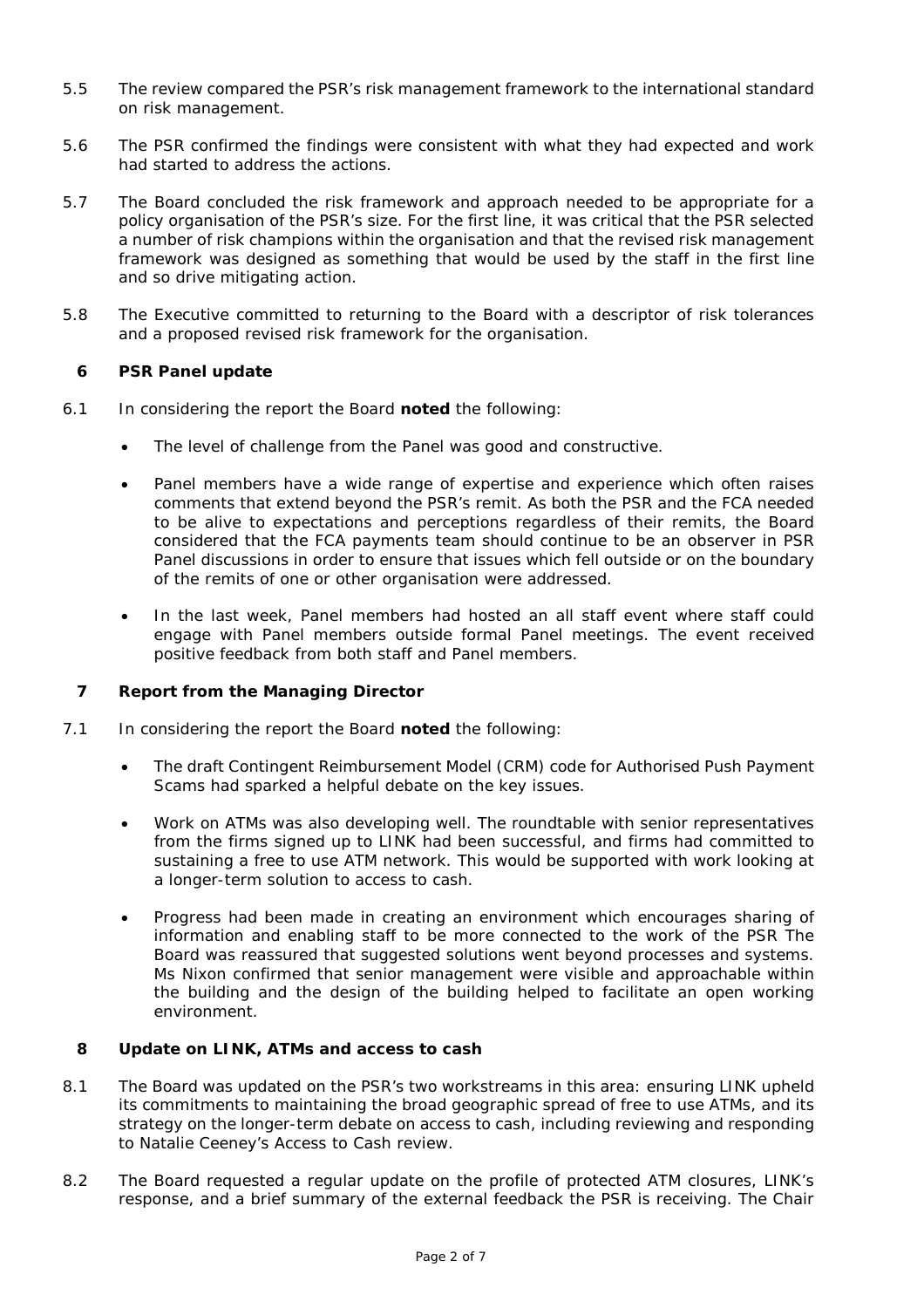5.5 The review compared the PSR's risk management framework to the international standard on risk management.

5.6 The PSR confirmed the findings were consistent with what they had expected and work had started to address the actions.

5.7 The Board concluded the risk framework and approach needed to be appropriate for a policy organisation of the PSR's size. For the first line, it was critical that the PSR selected a number of risk champions within the organisation and that the revised risk management framework was designed as something that would be used by the staff in the first line and so drive mitigating action.

5.8 The Executive committed to returning to the Board with a descriptor of risk tolerances and a proposed revised risk framework for the organisation.

## 6 PSR Panel update

6.1 In considering the report the Board **noted** the following:

- The level of challenge from the Panel was good and constructive.
- Panel members have a wide range of expertise and experience which often raises comments that extend beyond the PSR's remit. As both the PSR and the FCA needed to be alive to expectations and perceptions regardless of their remits, the Board considered that the FCA payments team should continue to be an observer in PSR Panel discussions in order to ensure that issues which fell outside or on the boundary of the remits of one or other organisation were addressed.
- In the last week, Panel members had hosted an all staff event where staff could engage with Panel members outside formal Panel meetings. The event received positive feedback from both staff and Panel members.

## 7 Report from the Managing Director

7.1 In considering the report the Board **noted** the following:

- The draft Contingent Reimbursement Model (CRM) code for Authorised Push Payment Scams had sparked a helpful debate on the key issues.
- Work on ATMs was also developing well. The roundtable with senior representatives from the firms signed up to LINK had been successful, and firms had committed to sustaining a free to use ATM network. This would be supported with work looking at a longer-term solution to access to cash.
- Progress had been made in creating an environment which encourages sharing of information and enabling staff to be more connected to the work of the PSR The Board was reassured that suggested solutions went beyond processes and systems. Ms Nixon confirmed that senior management were visible and approachable within the building and the design of the building helped to facilitate an open working environment.

## 8 Update on LINK, ATMs and access to cash

8.1 The Board was updated on the PSR's two workstreams in this area: ensuring LINK upheld its commitments to maintaining the broad geographic spread of free to use ATMs, and its strategy on the longer-term debate on access to cash, including reviewing and responding to Natalie Ceeney's Access to Cash review.

8.2 The Board requested a regular update on the profile of protected ATM closures, LINK's response, and a brief summary of the external feedback the PSR is receiving. The Chair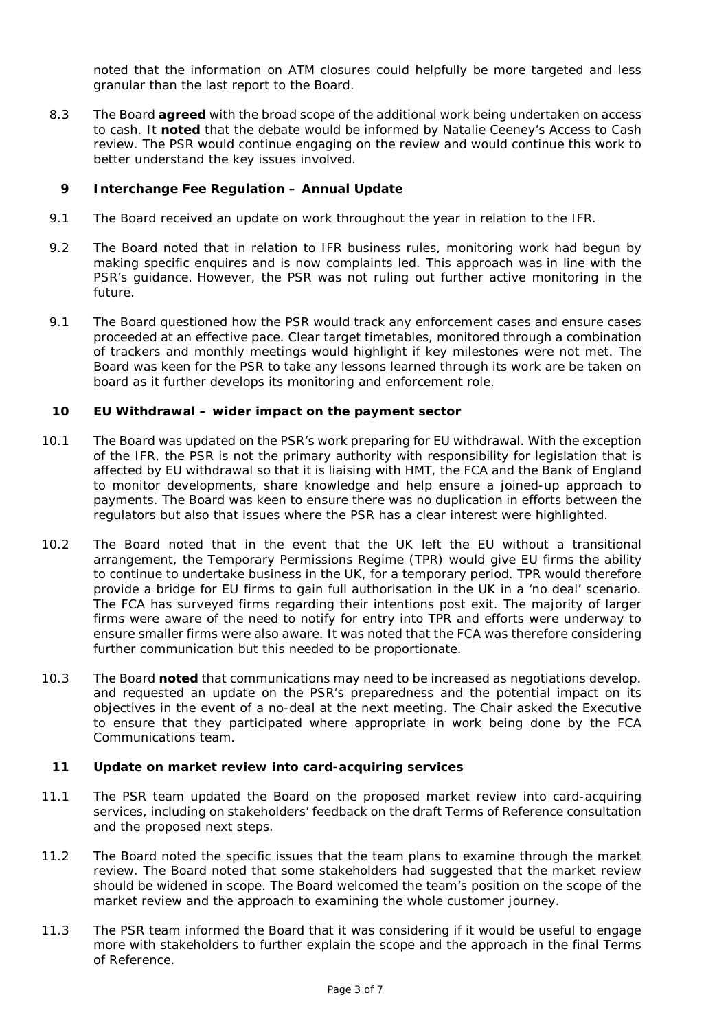noted that the information on ATM closures could helpfully be more targeted and less granular than the last report to the Board.

8.3 The Board **agreed** with the broad scope of the additional work being undertaken on access to cash. It **noted** that the debate would be informed by Natalie Ceeney's Access to Cash review. The PSR would continue engaging on the review and would continue this work to better understand the key issues involved.

## 9 Interchange Fee Regulation – Annual Update

9.1 The Board received an update on work throughout the year in relation to the IFR.

9.2 The Board noted that in relation to IFR business rules, monitoring work had begun by making specific enquires and is now complaints led. This approach was in line with the PSR's guidance. However, the PSR was not ruling out further active monitoring in the future.

9.1 The Board questioned how the PSR would track any enforcement cases and ensure cases proceeded at an effective pace. Clear target timetables, monitored through a combination of trackers and monthly meetings would highlight if key milestones were not met. The Board was keen for the PSR to take any lessons learned through its work are be taken on board as it further develops its monitoring and enforcement role.

## 10 EU Withdrawal – wider impact on the payment sector

10.1 The Board was updated on the PSR's work preparing for EU withdrawal. With the exception of the IFR, the PSR is not the primary authority with responsibility for legislation that is affected by EU withdrawal so that it is liaising with HMT, the FCA and the Bank of England to monitor developments, share knowledge and help ensure a joined-up approach to payments. The Board was keen to ensure there was no duplication in efforts between the regulators but also that issues where the PSR has a clear interest were highlighted.

10.2 The Board noted that in the event that the UK left the EU without a transitional arrangement, the Temporary Permissions Regime (TPR) would give EU firms the ability to continue to undertake business in the UK, for a temporary period. TPR would therefore provide a bridge for EU firms to gain full authorisation in the UK in a 'no deal' scenario. The FCA has surveyed firms regarding their intentions post exit. The majority of larger firms were aware of the need to notify for entry into TPR and efforts were underway to ensure smaller firms were also aware. It was noted that the FCA was therefore considering further communication but this needed to be proportionate.

10.3 The Board **noted** that communications may need to be increased as negotiations develop. and requested an update on the PSR's preparedness and the potential impact on its objectives in the event of a no-deal at the next meeting. The Chair asked the Executive to ensure that they participated where appropriate in work being done by the FCA Communications team.

## 11 Update on market review into card-acquiring services

11.1 The PSR team updated the Board on the proposed market review into card-acquiring services, including on stakeholders' feedback on the draft Terms of Reference consultation and the proposed next steps.

11.2 The Board noted the specific issues that the team plans to examine through the market review. The Board noted that some stakeholders had suggested that the market review should be widened in scope. The Board welcomed the team's position on the scope of the market review and the approach to examining the whole customer journey.

11.3 The PSR team informed the Board that it was considering if it would be useful to engage more with stakeholders to further explain the scope and the approach in the final Terms of Reference.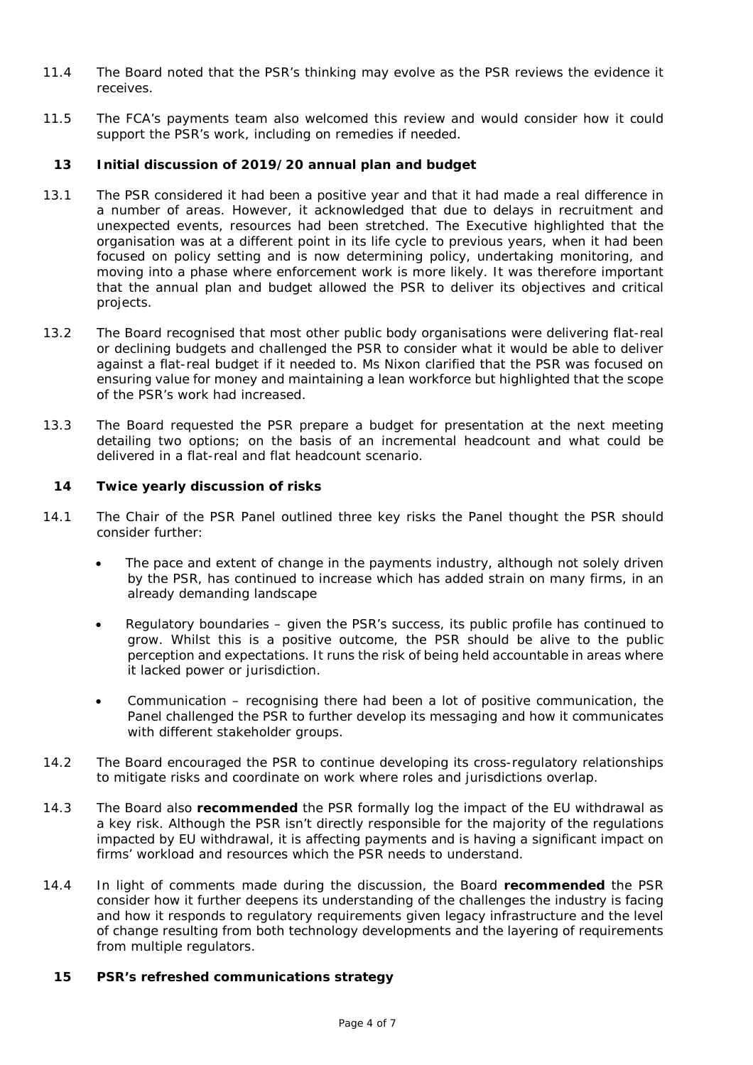11.4 The Board noted that the PSR's thinking may evolve as the PSR reviews the evidence it receives.

11.5 The FCA's payments team also welcomed this review and would consider how it could support the PSR's work, including on remedies if needed.

## 13 Initial discussion of 2019/20 annual plan and budget

13.1 The PSR considered it had been a positive year and that it had made a real difference in a number of areas. However, it acknowledged that due to delays in recruitment and unexpected events, resources had been stretched. The Executive highlighted that the organisation was at a different point in its life cycle to previous years, when it had been focused on policy setting and is now determining policy, undertaking monitoring, and moving into a phase where enforcement work is more likely. It was therefore important that the annual plan and budget allowed the PSR to deliver its objectives and critical projects.

13.2 The Board recognised that most other public body organisations were delivering flat-real or declining budgets and challenged the PSR to consider what it would be able to deliver against a flat-real budget if it needed to. Ms Nixon clarified that the PSR was focused on ensuring value for money and maintaining a lean workforce but highlighted that the scope of the PSR's work had increased.

13.3 The Board requested the PSR prepare a budget for presentation at the next meeting detailing two options; on the basis of an incremental headcount and what could be delivered in a flat-real and flat headcount scenario.

## 14 Twice yearly discussion of risks

14.1 The Chair of the PSR Panel outlined three key risks the Panel thought the PSR should consider further:

- The pace and extent of change in the payments industry, although not solely driven by the PSR, has continued to increase which has added strain on many firms, in an already demanding landscape
- Regulatory boundaries – given the PSR's success, its public profile has continued to grow. Whilst this is a positive outcome, the PSR should be alive to the public perception and expectations. It runs the risk of being held accountable in areas where it lacked power or jurisdiction.
- Communication – recognising there had been a lot of positive communication, the Panel challenged the PSR to further develop its messaging and how it communicates with different stakeholder groups.

14.2 The Board encouraged the PSR to continue developing its cross-regulatory relationships to mitigate risks and coordinate on work where roles and jurisdictions overlap.

14.3 The Board also **recommended** the PSR formally log the impact of the EU withdrawal as a key risk. Although the PSR isn't directly responsible for the majority of the regulations impacted by EU withdrawal, it is affecting payments and is having a significant impact on firms' workload and resources which the PSR needs to understand.

14.4 In light of comments made during the discussion, the Board **recommended** the PSR consider how it further deepens its understanding of the challenges the industry is facing and how it responds to regulatory requirements given legacy infrastructure and the level of change resulting from both technology developments and the layering of requirements from multiple regulators.

## 15 PSR's refreshed communications strategy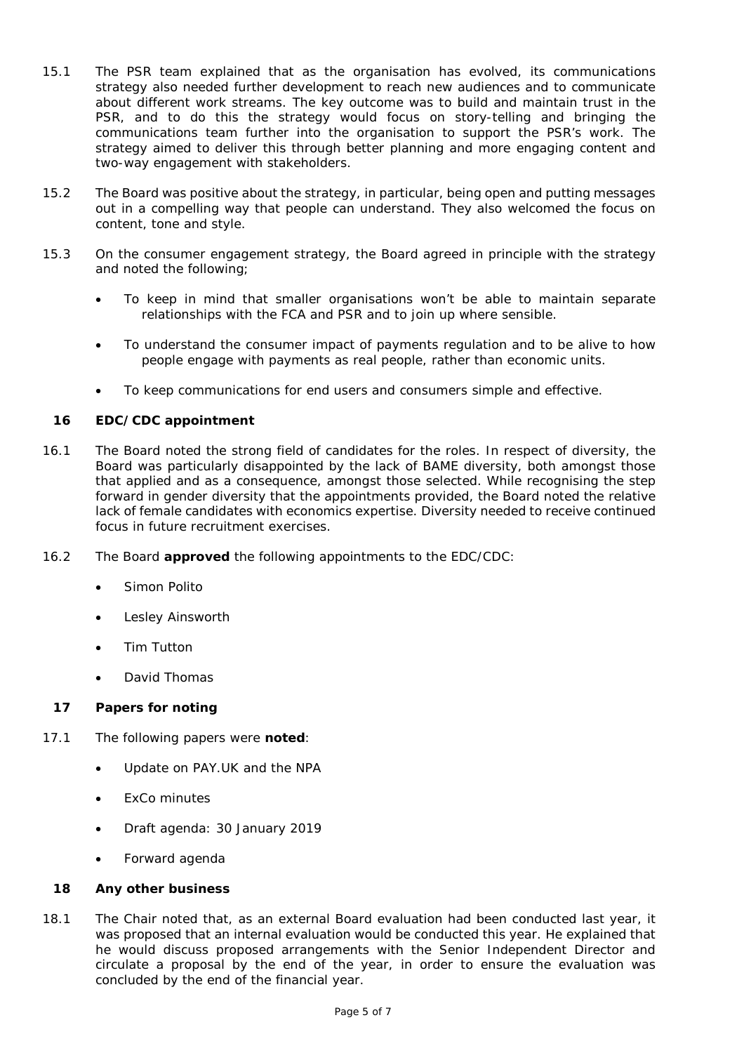15.1 The PSR team explained that as the organisation has evolved, its communications strategy also needed further development to reach new audiences and to communicate about different work streams. The key outcome was to build and maintain trust in the PSR, and to do this the strategy would focus on story-telling and bringing the communications team further into the organisation to support the PSR's work. The strategy aimed to deliver this through better planning and more engaging content and two-way engagement with stakeholders.

15.2 The Board was positive about the strategy, in particular, being open and putting messages out in a compelling way that people can understand. They also welcomed the focus on content, tone and style.

15.3 On the consumer engagement strategy, the Board agreed in principle with the strategy and noted the following;

- To keep in mind that smaller organisations won't be able to maintain separate relationships with the FCA and PSR and to join up where sensible.
- To understand the consumer impact of payments regulation and to be alive to how people engage with payments as real people, rather than economic units.
- To keep communications for end users and consumers simple and effective.

## 16 EDC/CDC appointment

16.1 The Board noted the strong field of candidates for the roles. In respect of diversity, the Board was particularly disappointed by the lack of BAME diversity, both amongst those that applied and as a consequence, amongst those selected. While recognising the step forward in gender diversity that the appointments provided, the Board noted the relative lack of female candidates with economics expertise. Diversity needed to receive continued focus in future recruitment exercises.

16.2 The Board **approved** the following appointments to the EDC/CDC:

- Simon Polito
- Lesley Ainsworth
- Tim Tutton
- David Thomas

## 17 Papers for noting

17.1 The following papers were **noted**:

- Update on PAY.UK and the NPA
- ExCo minutes
- Draft agenda: 30 January 2019
- Forward agenda

## 18 Any other business

18.1 The Chair noted that, as an external Board evaluation had been conducted last year, it was proposed that an internal evaluation would be conducted this year. He explained that he would discuss proposed arrangements with the Senior Independent Director and circulate a proposal by the end of the year, in order to ensure the evaluation was concluded by the end of the financial year.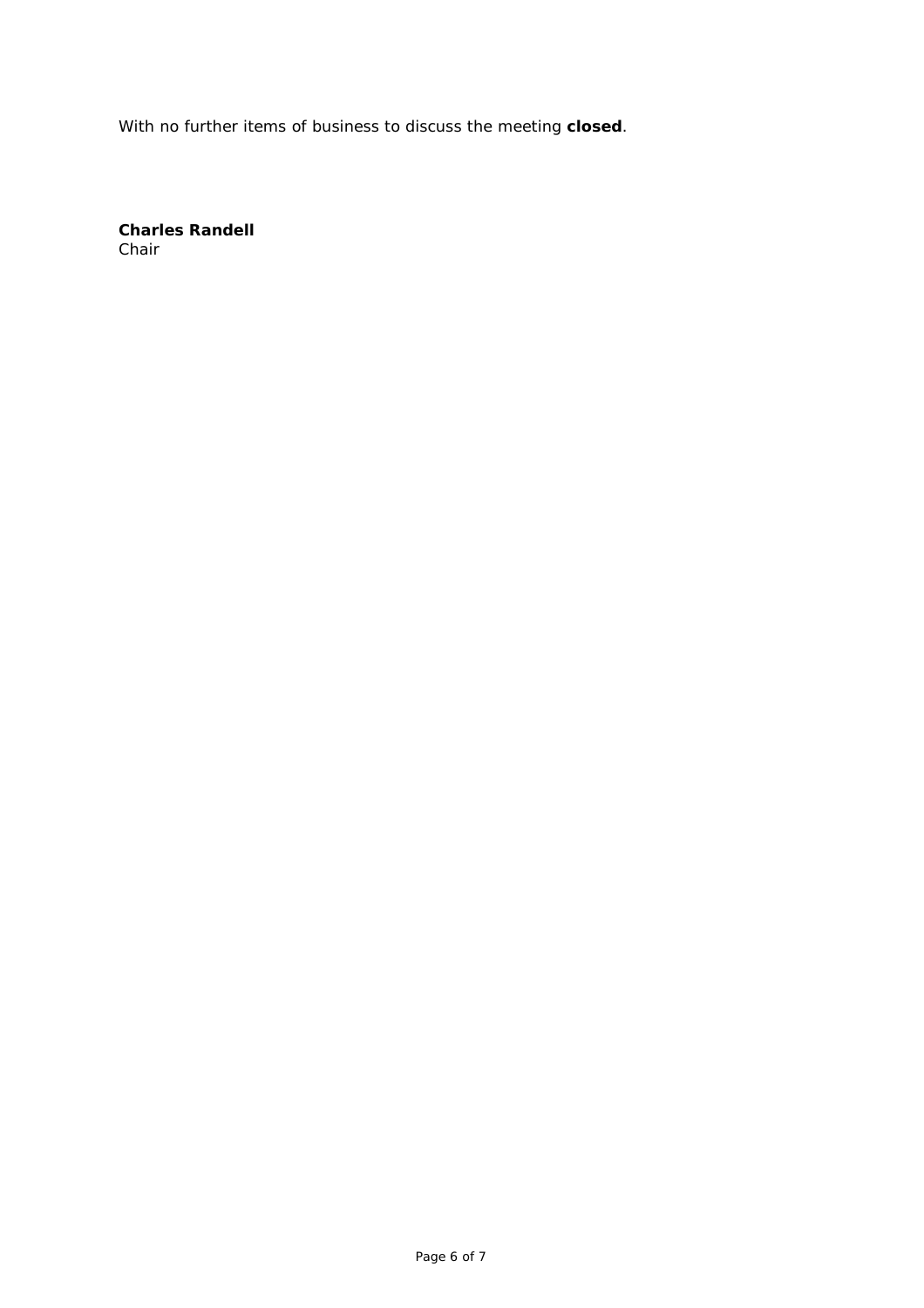With no further items of business to discuss the meeting **closed**.

**Charles Randell**
Chair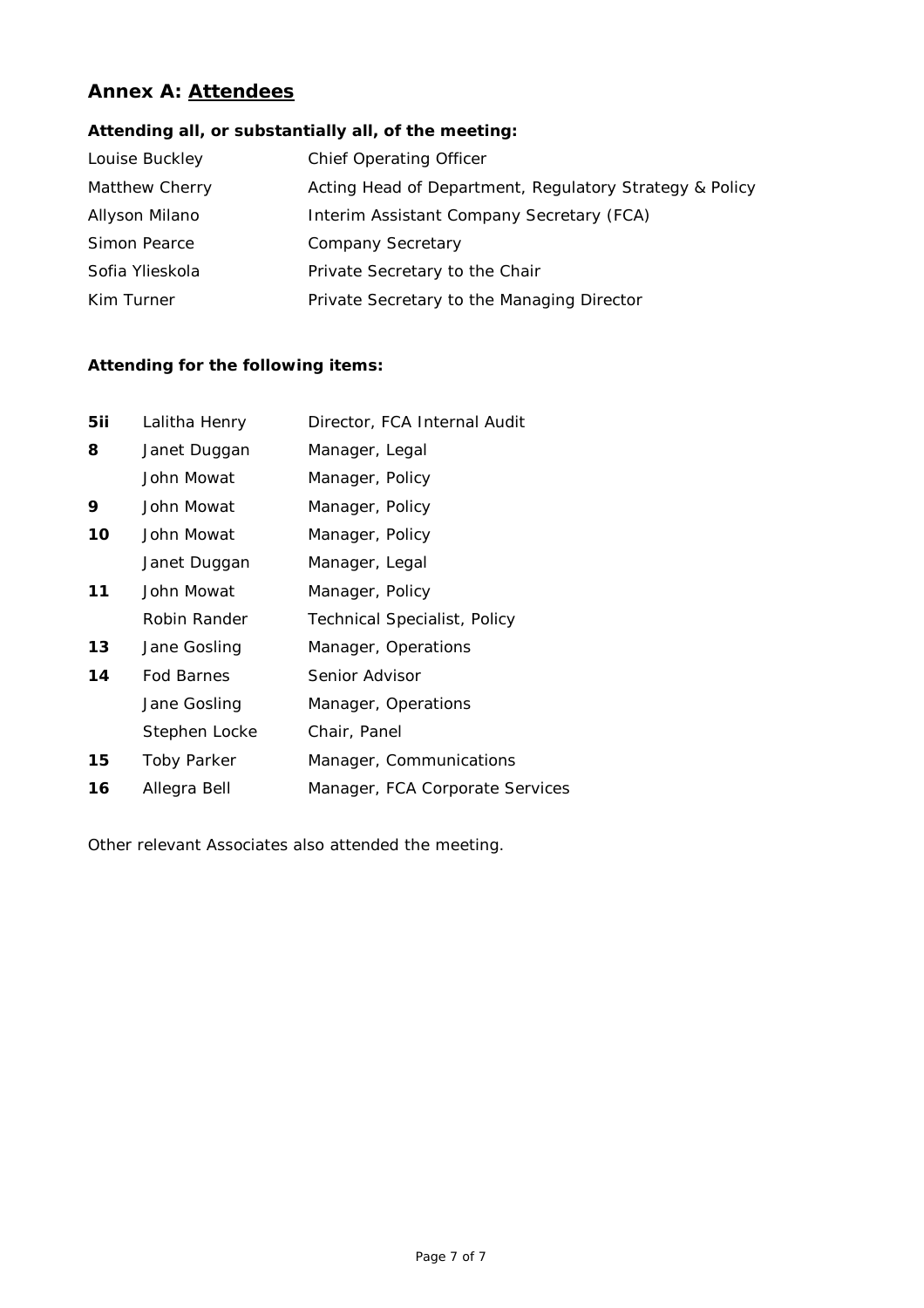## Annex A: Attendees

**Attending all, or substantially all, of the meeting:**

| | |
|---|---|
| Louise Buckley | Chief Operating Officer |
| Matthew Cherry | Acting Head of Department, Regulatory Strategy & Policy |
| Allyson Milano | Interim Assistant Company Secretary (FCA) |
| Simon Pearce | Company Secretary |
| Sofia Ylieskola | Private Secretary to the Chair |
| Kim Turner | Private Secretary to the Managing Director |

**Attending for the following items:**

| | | |
|---|---|---|
| **5ii** | Lalitha Henry | Director, FCA Internal Audit |
| **8** | Janet Duggan | Manager, Legal |
| | John Mowat | Manager, Policy |
| **9** | John Mowat | Manager, Policy |
| **10** | John Mowat | Manager, Policy |
| | Janet Duggan | Manager, Legal |
| **11** | John Mowat | Manager, Policy |
| | Robin Rander | Technical Specialist, Policy |
| **13** | Jane Gosling | Manager, Operations |
| **14** | Fod Barnes | Senior Advisor |
| | Jane Gosling | Manager, Operations |
| | Stephen Locke | Chair, Panel |
| **15** | Toby Parker | Manager, Communications |
| **16** | Allegra Bell | Manager, FCA Corporate Services |

Other relevant Associates also attended the meeting.